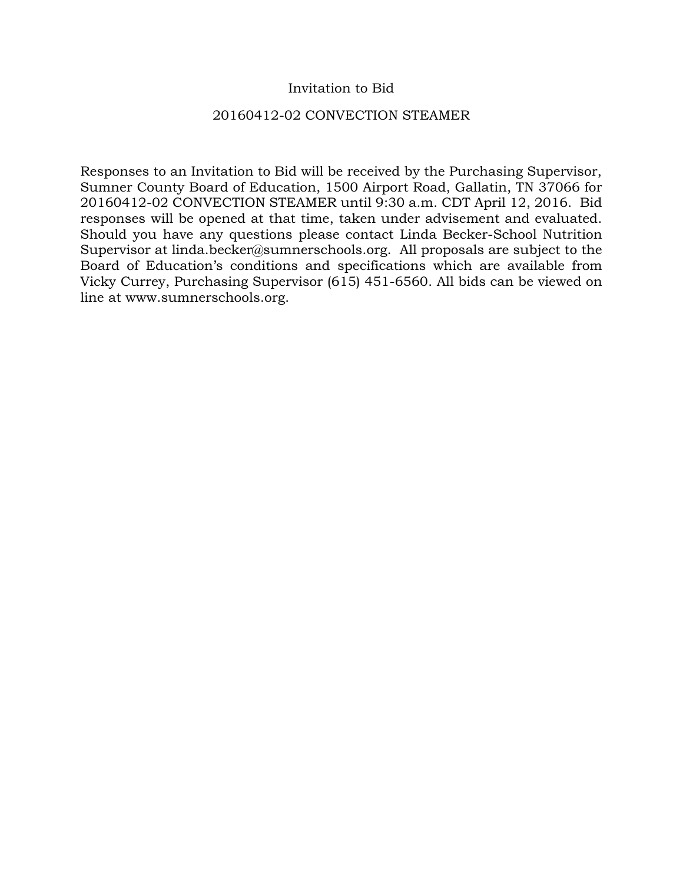# Invitation to Bid

## 20160412-02 CONVECTION STEAMER

Responses to an Invitation to Bid will be received by the Purchasing Supervisor, Sumner County Board of Education, 1500 Airport Road, Gallatin, TN 37066 for 20160412-02 CONVECTION STEAMER until 9:30 a.m. CDT April 12, 2016. Bid responses will be opened at that time, taken under advisement and evaluated. Should you have any questions please contact Linda Becker-School Nutrition Supervisor at linda.becker@sumnerschools.org. All proposals are subject to the Board of Education's conditions and specifications which are available from Vicky Currey, Purchasing Supervisor (615) 451-6560. All bids can be viewed on line at www.sumnerschools.org.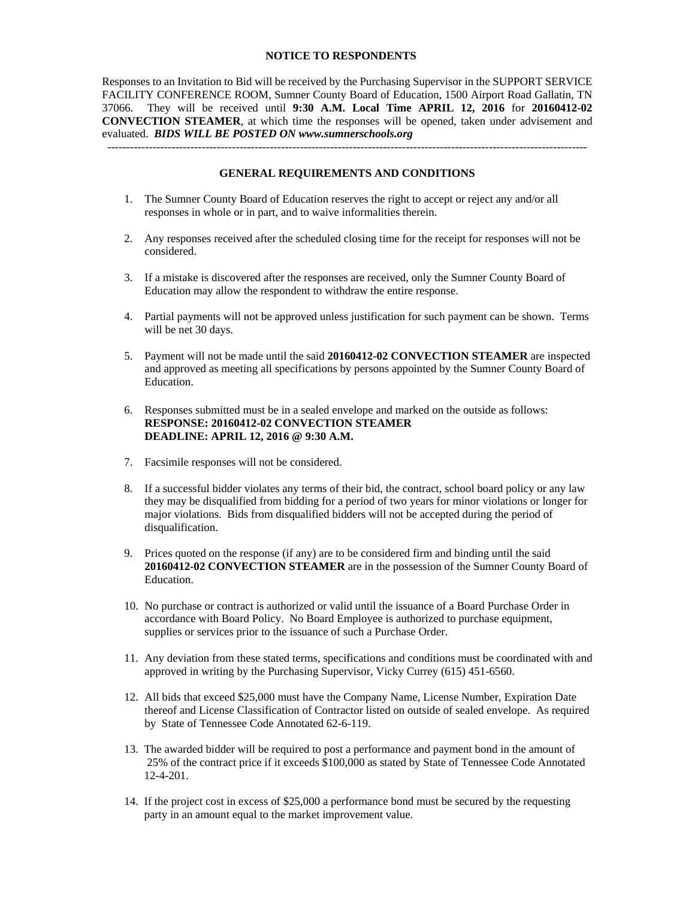## NOTICE TO RESPONDENTS

Responses to an Invitation to Bid will be received by the Purchasing Supervisor in the SUPPORT SERVICE FACILITY CONFERENCE ROOM, Sumner County Board of Education, 1500 Airport Road Gallatin, TN 37066. They will be received until **9:30 A.M. Local Time APRIL 12, 2016** for **20160412-02 CONVECTION STEAMER**, at which time the responses will be opened, taken under advisement and evaluated. ***BIDS WILL BE POSTED ON www.sumnerschools.org***

---

## GENERAL REQUIREMENTS AND CONDITIONS

1. The Sumner County Board of Education reserves the right to accept or reject any and/or all responses in whole or in part, and to waive informalities therein.

2. Any responses received after the scheduled closing time for the receipt for responses will not be considered.

3. If a mistake is discovered after the responses are received, only the Sumner County Board of Education may allow the respondent to withdraw the entire response.

4. Partial payments will not be approved unless justification for such payment can be shown. Terms will be net 30 days.

5. Payment will not be made until the said **20160412-02 CONVECTION STEAMER** are inspected and approved as meeting all specifications by persons appointed by the Sumner County Board of Education.

6. Responses submitted must be in a sealed envelope and marked on the outside as follows:
   **RESPONSE: 20160412-02 CONVECTION STEAMER**
   **DEADLINE: APRIL 12, 2016 @ 9:30 A.M.**

7. Facsimile responses will not be considered.

8. If a successful bidder violates any terms of their bid, the contract, school board policy or any law they may be disqualified from bidding for a period of two years for minor violations or longer for major violations. Bids from disqualified bidders will not be accepted during the period of disqualification.

9. Prices quoted on the response (if any) are to be considered firm and binding until the said **20160412-02 CONVECTION STEAMER** are in the possession of the Sumner County Board of Education.

10. No purchase or contract is authorized or valid until the issuance of a Board Purchase Order in accordance with Board Policy. No Board Employee is authorized to purchase equipment, supplies or services prior to the issuance of such a Purchase Order.

11. Any deviation from these stated terms, specifications and conditions must be coordinated with and approved in writing by the Purchasing Supervisor, Vicky Currey (615) 451-6560.

12. All bids that exceed $25,000 must have the Company Name, License Number, Expiration Date thereof and License Classification of Contractor listed on outside of sealed envelope. As required by State of Tennessee Code Annotated 62-6-119.

13. The awarded bidder will be required to post a performance and payment bond in the amount of 25% of the contract price if it exceeds $100,000 as stated by State of Tennessee Code Annotated 12-4-201.

14. If the project cost in excess of $25,000 a performance bond must be secured by the requesting party in an amount equal to the market improvement value.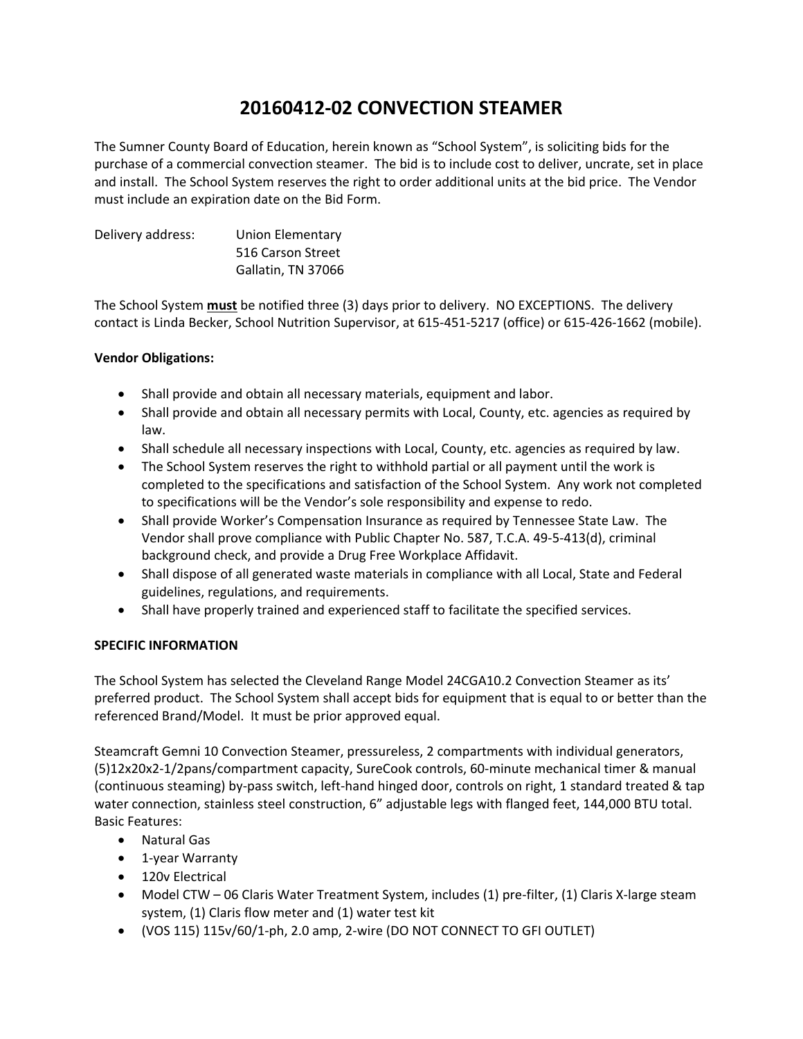# 20160412-02 CONVECTION STEAMER

The Sumner County Board of Education, herein known as "School System", is soliciting bids for the purchase of a commercial convection steamer. The bid is to include cost to deliver, uncrate, set in place and install. The School System reserves the right to order additional units at the bid price. The Vendor must include an expiration date on the Bid Form.

Delivery address: Union Elementary
516 Carson Street
Gallatin, TN 37066

The School System **must** be notified three (3) days prior to delivery. NO EXCEPTIONS. The delivery contact is Linda Becker, School Nutrition Supervisor, at 615-451-5217 (office) or 615-426-1662 (mobile).

**Vendor Obligations:**

- Shall provide and obtain all necessary materials, equipment and labor.
- Shall provide and obtain all necessary permits with Local, County, etc. agencies as required by law.
- Shall schedule all necessary inspections with Local, County, etc. agencies as required by law.
- The School System reserves the right to withhold partial or all payment until the work is completed to the specifications and satisfaction of the School System. Any work not completed to specifications will be the Vendor's sole responsibility and expense to redo.
- Shall provide Worker's Compensation Insurance as required by Tennessee State Law. The Vendor shall prove compliance with Public Chapter No. 587, T.C.A. 49-5-413(d), criminal background check, and provide a Drug Free Workplace Affidavit.
- Shall dispose of all generated waste materials in compliance with all Local, State and Federal guidelines, regulations, and requirements.
- Shall have properly trained and experienced staff to facilitate the specified services.

**SPECIFIC INFORMATION**

The School System has selected the Cleveland Range Model 24CGA10.2 Convection Steamer as its' preferred product. The School System shall accept bids for equipment that is equal to or better than the referenced Brand/Model. It must be prior approved equal.

Steamcraft Gemni 10 Convection Steamer, pressureless, 2 compartments with individual generators, (5)12x20x2-1/2pans/compartment capacity, SureCook controls, 60-minute mechanical timer & manual (continuous steaming) by-pass switch, left-hand hinged door, controls on right, 1 standard treated & tap water connection, stainless steel construction, 6" adjustable legs with flanged feet, 144,000 BTU total.
Basic Features:

- Natural Gas
- 1-year Warranty
- 120v Electrical
- Model CTW – 06 Claris Water Treatment System, includes (1) pre-filter, (1) Claris X-large steam system, (1) Claris flow meter and (1) water test kit
- (VOS 115) 115v/60/1-ph, 2.0 amp, 2-wire (DO NOT CONNECT TO GFI OUTLET)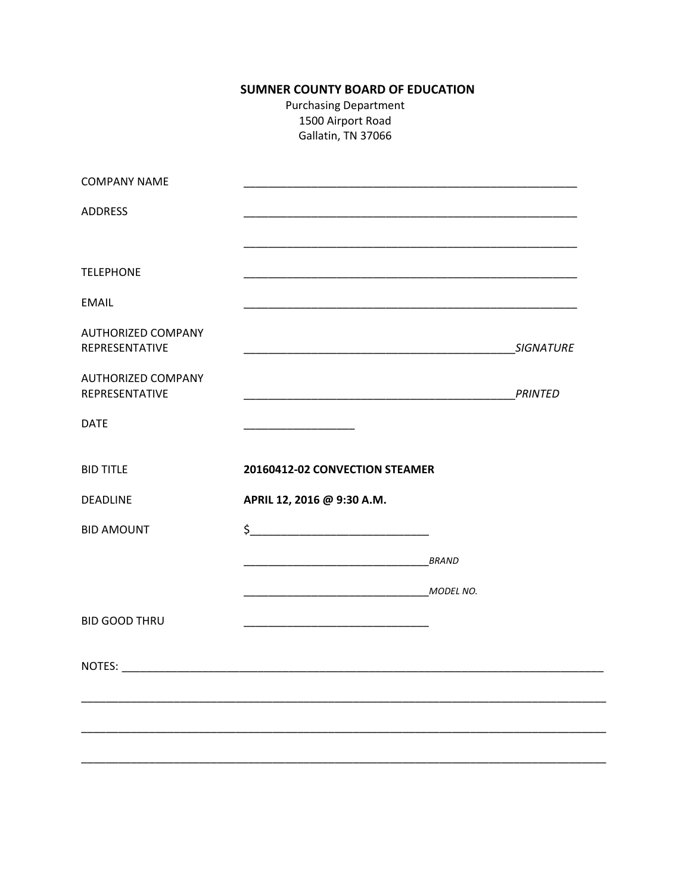**SUMNER COUNTY BOARD OF EDUCATION**

Purchasing Department
1500 Airport Road
Gallatin, TN 37066

COMPANY NAME _______________________________________________________

ADDRESS _______________________________________________________

_______________________________________________________

TELEPHONE _______________________________________________________

EMAIL _______________________________________________________

AUTHORIZED COMPANY REPRESENTATIVE _____________________________________________*SIGNATURE*

AUTHORIZED COMPANY REPRESENTATIVE _____________________________________________*PRINTED*

DATE __________________

BID TITLE **20160412-02 CONVECTION STEAMER**

DEADLINE **APRIL 12, 2016 @ 9:30 A.M.**

BID AMOUNT $_____________________________

_______________________________*BRAND*

_______________________________*MODEL NO.*

BID GOOD THRU ______________________________

NOTES: ________________________________________________________________________________

________________________________________________________________________________________

________________________________________________________________________________________

________________________________________________________________________________________